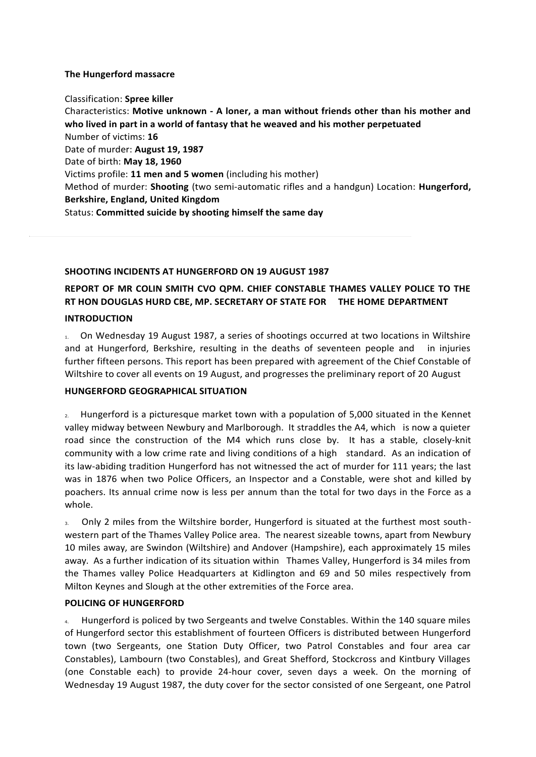**The Hungerford massacre**

Classification: **Spree killer**
Characteristics: **Motive unknown - A loner, a man without friends other than his mother and who lived in part in a world of fantasy that he weaved and his mother perpetuated**
Number of victims: **16**
Date of murder: **August 19, 1987**
Date of birth: **May 18, 1960**
Victims profile: **11 men and 5 women** (including his mother)
Method of murder: **Shooting** (two semi-automatic rifles and a handgun) Location: **Hungerford, Berkshire, England, United Kingdom**
Status: **Committed suicide by shooting himself the same day**

---

**SHOOTING INCIDENTS AT HUNGERFORD ON 19 AUGUST 1987**

**REPORT OF MR COLIN SMITH CVO QPM. CHIEF CONSTABLE THAMES VALLEY POLICE TO THE RT HON DOUGLAS HURD CBE, MP. SECRETARY OF STATE FOR THE HOME DEPARTMENT**

**INTRODUCTION**

1. On Wednesday 19 August 1987, a series of shootings occurred at two locations in Wiltshire and at Hungerford, Berkshire, resulting in the deaths of seventeen people and in injuries further fifteen persons. This report has been prepared with agreement of the Chief Constable of Wiltshire to cover all events on 19 August, and progresses the preliminary report of 20 August

**HUNGERFORD GEOGRAPHICAL SITUATION**

2. Hungerford is a picturesque market town with a population of 5,000 situated in the Kennet valley midway between Newbury and Marlborough. It straddles the A4, which is now a quieter road since the construction of the M4 which runs close by. It has a stable, closely-knit community with a low crime rate and living conditions of a high standard. As an indication of its law-abiding tradition Hungerford has not witnessed the act of murder for 111 years; the last was in 1876 when two Police Officers, an Inspector and a Constable, were shot and killed by poachers. Its annual crime now is less per annum than the total for two days in the Force as a whole.

3. Only 2 miles from the Wiltshire border, Hungerford is situated at the furthest most south-western part of the Thames Valley Police area. The nearest sizeable towns, apart from Newbury 10 miles away, are Swindon (Wiltshire) and Andover (Hampshire), each approximately 15 miles away. As a further indication of its situation within Thames Valley, Hungerford is 34 miles from the Thames valley Police Headquarters at Kidlington and 69 and 50 miles respectively from Milton Keynes and Slough at the other extremities of the Force area.

**POLICING OF HUNGERFORD**

4. Hungerford is policed by two Sergeants and twelve Constables. Within the 140 square miles of Hungerford sector this establishment of fourteen Officers is distributed between Hungerford town (two Sergeants, one Station Duty Officer, two Patrol Constables and four area car Constables), Lambourn (two Constables), and Great Shefford, Stockcross and Kintbury Villages (one Constable each) to provide 24-hour cover, seven days a week. On the morning of Wednesday 19 August 1987, the duty cover for the sector consisted of one Sergeant, one Patrol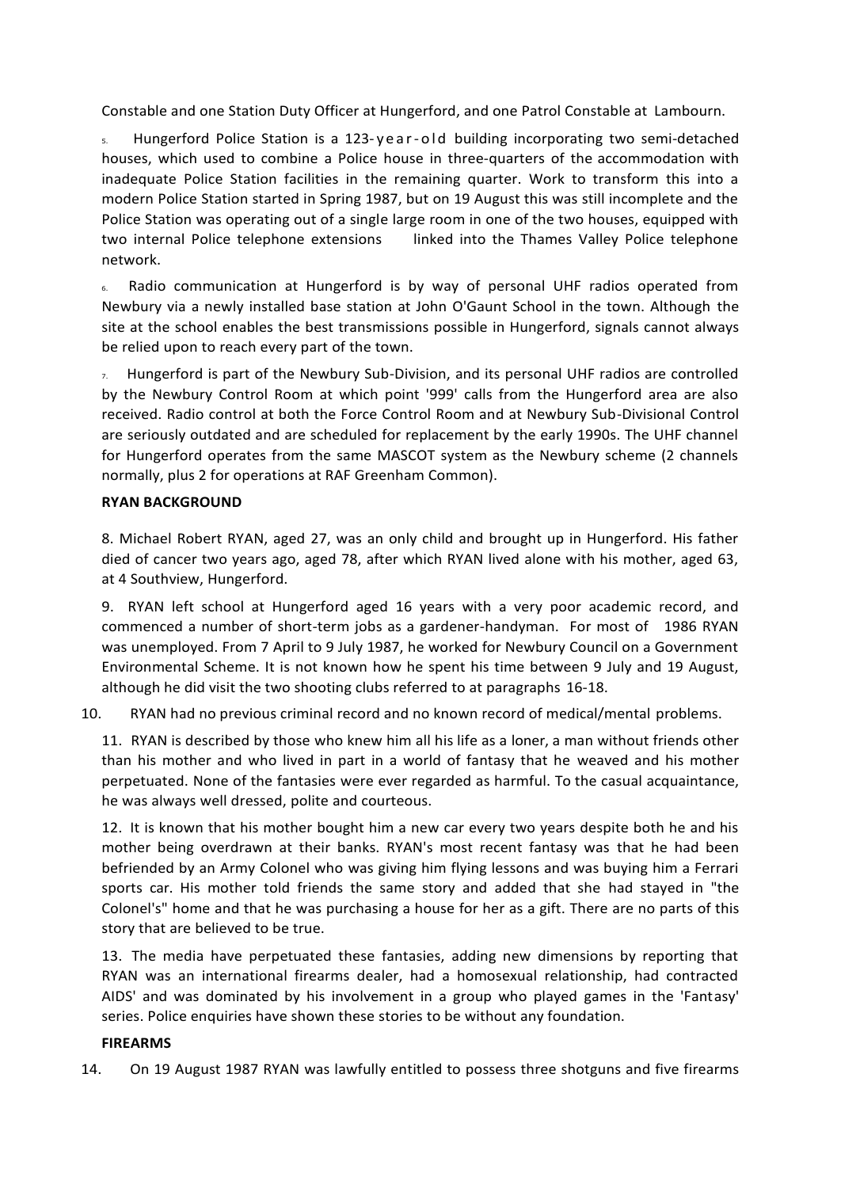Constable and one Station Duty Officer at Hungerford, and one Patrol Constable at Lambourn.

5. Hungerford Police Station is a 123-year-old building incorporating two semi-detached houses, which used to combine a Police house in three-quarters of the accommodation with inadequate Police Station facilities in the remaining quarter. Work to transform this into a modern Police Station started in Spring 1987, but on 19 August this was still incomplete and the Police Station was operating out of a single large room in one of the two houses, equipped with two internal Police telephone extensions linked into the Thames Valley Police telephone network.

6. Radio communication at Hungerford is by way of personal UHF radios operated from Newbury via a newly installed base station at John O'Gaunt School in the town. Although the site at the school enables the best transmissions possible in Hungerford, signals cannot always be relied upon to reach every part of the town.

7. Hungerford is part of the Newbury Sub-Division, and its personal UHF radios are controlled by the Newbury Control Room at which point '999' calls from the Hungerford area are also received. Radio control at both the Force Control Room and at Newbury Sub-Divisional Control are seriously outdated and are scheduled for replacement by the early 1990s. The UHF channel for Hungerford operates from the same MASCOT system as the Newbury scheme (2 channels normally, plus 2 for operations at RAF Greenham Common).

**RYAN BACKGROUND**

8. Michael Robert RYAN, aged 27, was an only child and brought up in Hungerford. His father died of cancer two years ago, aged 78, after which RYAN lived alone with his mother, aged 63, at 4 Southview, Hungerford.

9. RYAN left school at Hungerford aged 16 years with a very poor academic record, and commenced a number of short-term jobs as a gardener-handyman. For most of 1986 RYAN was unemployed. From 7 April to 9 July 1987, he worked for Newbury Council on a Government Environmental Scheme. It is not known how he spent his time between 9 July and 19 August, although he did visit the two shooting clubs referred to at paragraphs 16-18.

10. RYAN had no previous criminal record and no known record of medical/mental problems.

11. RYAN is described by those who knew him all his life as a loner, a man without friends other than his mother and who lived in part in a world of fantasy that he weaved and his mother perpetuated. None of the fantasies were ever regarded as harmful. To the casual acquaintance, he was always well dressed, polite and courteous.

12. It is known that his mother bought him a new car every two years despite both he and his mother being overdrawn at their banks. RYAN's most recent fantasy was that he had been befriended by an Army Colonel who was giving him flying lessons and was buying him a Ferrari sports car. His mother told friends the same story and added that she had stayed in "the Colonel's" home and that he was purchasing a house for her as a gift. There are no parts of this story that are believed to be true.

13. The media have perpetuated these fantasies, adding new dimensions by reporting that RYAN was an international firearms dealer, had a homosexual relationship, had contracted AIDS' and was dominated by his involvement in a group who played games in the 'Fantasy' series. Police enquiries have shown these stories to be without any foundation.

**FIREARMS**

14. On 19 August 1987 RYAN was lawfully entitled to possess three shotguns and five firearms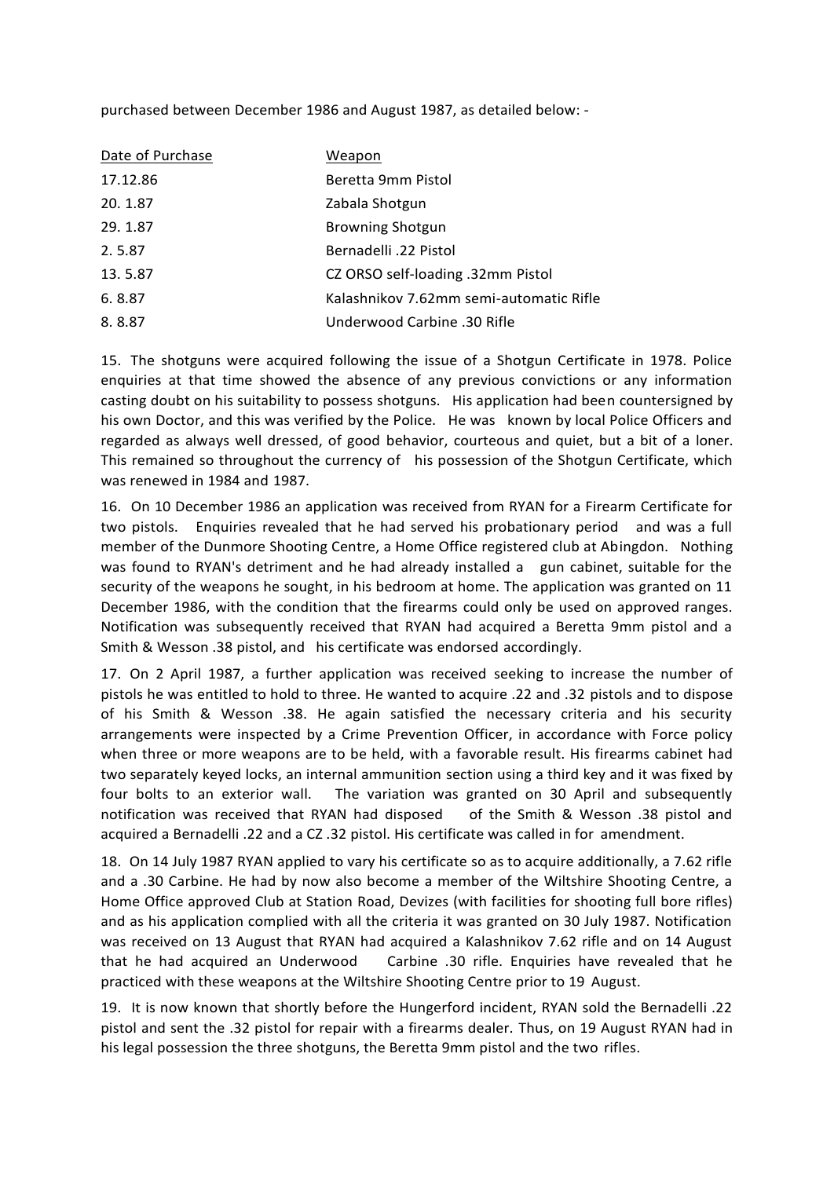purchased between December 1986 and August 1987, as detailed below: -

| Date of Purchase | Weapon |
|---|---|
| 17.12.86 | Beretta 9mm Pistol |
| 20. 1.87 | Zabala Shotgun |
| 29. 1.87 | Browning Shotgun |
| 2. 5.87 | Bernadelli .22 Pistol |
| 13. 5.87 | CZ ORSO self-loading .32mm Pistol |
| 6. 8.87 | Kalashnikov 7.62mm semi-automatic Rifle |
| 8. 8.87 | Underwood Carbine .30 Rifle |

15. The shotguns were acquired following the issue of a Shotgun Certificate in 1978. Police enquiries at that time showed the absence of any previous convictions or any information casting doubt on his suitability to possess shotguns. His application had been countersigned by his own Doctor, and this was verified by the Police. He was known by local Police Officers and regarded as always well dressed, of good behavior, courteous and quiet, but a bit of a loner. This remained so throughout the currency of his possession of the Shotgun Certificate, which was renewed in 1984 and 1987.

16. On 10 December 1986 an application was received from RYAN for a Firearm Certificate for two pistols. Enquiries revealed that he had served his probationary period and was a full member of the Dunmore Shooting Centre, a Home Office registered club at Abingdon. Nothing was found to RYAN's detriment and he had already installed a gun cabinet, suitable for the security of the weapons he sought, in his bedroom at home. The application was granted on 11 December 1986, with the condition that the firearms could only be used on approved ranges. Notification was subsequently received that RYAN had acquired a Beretta 9mm pistol and a Smith & Wesson .38 pistol, and his certificate was endorsed accordingly.

17. On 2 April 1987, a further application was received seeking to increase the number of pistols he was entitled to hold to three. He wanted to acquire .22 and .32 pistols and to dispose of his Smith & Wesson .38. He again satisfied the necessary criteria and his security arrangements were inspected by a Crime Prevention Officer, in accordance with Force policy when three or more weapons are to be held, with a favorable result. His firearms cabinet had two separately keyed locks, an internal ammunition section using a third key and it was fixed by four bolts to an exterior wall. The variation was granted on 30 April and subsequently notification was received that RYAN had disposed of the Smith & Wesson .38 pistol and acquired a Bernadelli .22 and a CZ .32 pistol. His certificate was called in for amendment.

18. On 14 July 1987 RYAN applied to vary his certificate so as to acquire additionally, a 7.62 rifle and a .30 Carbine. He had by now also become a member of the Wiltshire Shooting Centre, a Home Office approved Club at Station Road, Devizes (with facilities for shooting full bore rifles) and as his application complied with all the criteria it was granted on 30 July 1987. Notification was received on 13 August that RYAN had acquired a Kalashnikov 7.62 rifle and on 14 August that he had acquired an Underwood Carbine .30 rifle. Enquiries have revealed that he practiced with these weapons at the Wiltshire Shooting Centre prior to 19 August.

19. It is now known that shortly before the Hungerford incident, RYAN sold the Bernadelli .22 pistol and sent the .32 pistol for repair with a firearms dealer. Thus, on 19 August RYAN had in his legal possession the three shotguns, the Beretta 9mm pistol and the two rifles.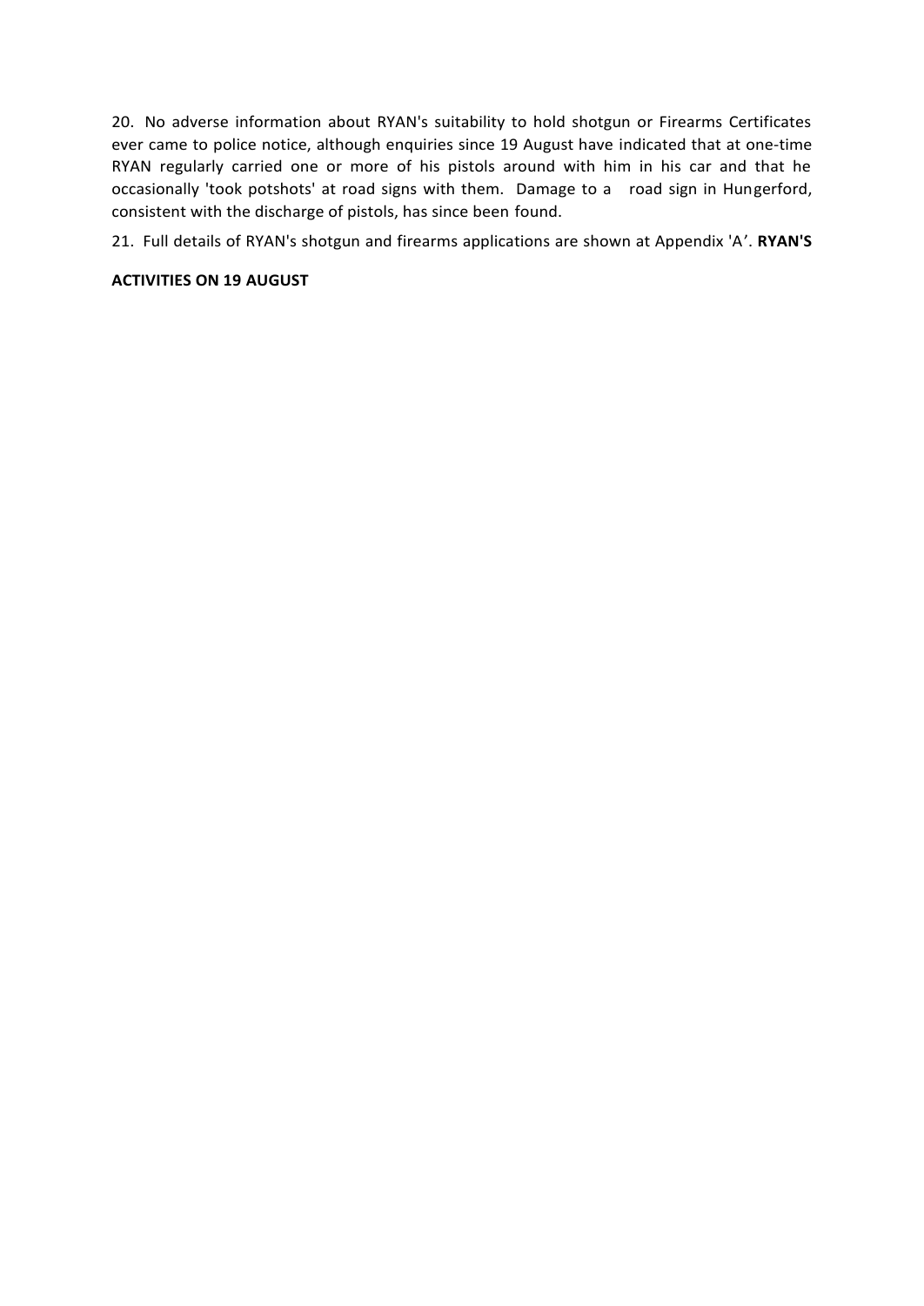20. No adverse information about RYAN's suitability to hold shotgun or Firearms Certificates ever came to police notice, although enquiries since 19 August have indicated that at one-time RYAN regularly carried one or more of his pistols around with him in his car and that he occasionally 'took potshots' at road signs with them. Damage to a road sign in Hungerford, consistent with the discharge of pistols, has since been found.

21. Full details of RYAN's shotgun and firearms applications are shown at Appendix 'A'.

**RYAN'S ACTIVITIES ON 19 AUGUST**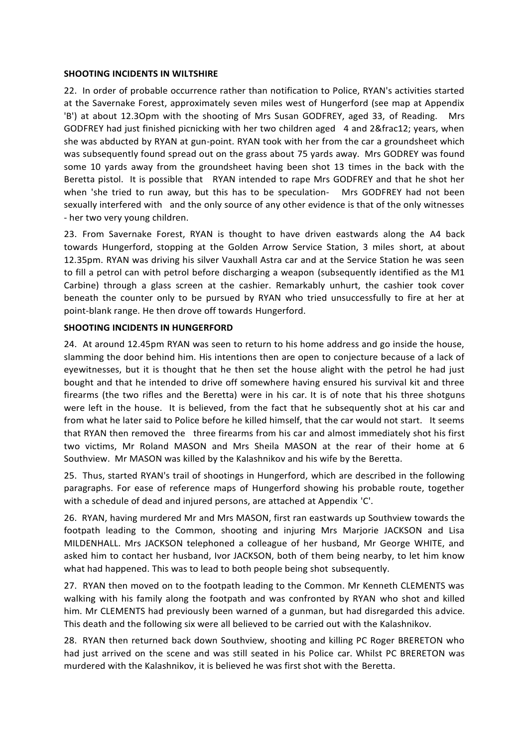**SHOOTING INCIDENTS IN WILTSHIRE**

22. In order of probable occurrence rather than notification to Police, RYAN's activities started at the Savernake Forest, approximately seven miles west of Hungerford (see map at Appendix 'B') at about 12.3Opm with the shooting of Mrs Susan GODFREY, aged 33, of Reading. Mrs GODFREY had just finished picnicking with her two children aged 4 and 2&frac12; years, when she was abducted by RYAN at gun-point. RYAN took with her from the car a groundsheet which was subsequently found spread out on the grass about 75 yards away. Mrs GODREY was found some 10 yards away from the groundsheet having been shot 13 times in the back with the Beretta pistol. It is possible that RYAN intended to rape Mrs GODFREY and that he shot her when 'she tried to run away, but this has to be speculation- Mrs GODFREY had not been sexually interfered with and the only source of any other evidence is that of the only witnesses - her two very young children.

23. From Savernake Forest, RYAN is thought to have driven eastwards along the A4 back towards Hungerford, stopping at the Golden Arrow Service Station, 3 miles short, at about 12.35pm. RYAN was driving his silver Vauxhall Astra car and at the Service Station he was seen to fill a petrol can with petrol before discharging a weapon (subsequently identified as the M1 Carbine) through a glass screen at the cashier. Remarkably unhurt, the cashier took cover beneath the counter only to be pursued by RYAN who tried unsuccessfully to fire at her at point-blank range. He then drove off towards Hungerford.

**SHOOTING INCIDENTS IN HUNGERFORD**

24. At around 12.45pm RYAN was seen to return to his home address and go inside the house, slamming the door behind him. His intentions then are open to conjecture because of a lack of eyewitnesses, but it is thought that he then set the house alight with the petrol he had just bought and that he intended to drive off somewhere having ensured his survival kit and three firearms (the two rifles and the Beretta) were in his car. It is of note that his three shotguns were left in the house. It is believed, from the fact that he subsequently shot at his car and from what he later said to Police before he killed himself, that the car would not start. It seems that RYAN then removed the three firearms from his car and almost immediately shot his first two victims, Mr Roland MASON and Mrs Sheila MASON at the rear of their home at 6 Southview. Mr MASON was killed by the Kalashnikov and his wife by the Beretta.

25. Thus, started RYAN's trail of shootings in Hungerford, which are described in the following paragraphs. For ease of reference maps of Hungerford showing his probable route, together with a schedule of dead and injured persons, are attached at Appendix 'C'.

26. RYAN, having murdered Mr and Mrs MASON, first ran eastwards up Southview towards the footpath leading to the Common, shooting and injuring Mrs Marjorie JACKSON and Lisa MILDENHALL. Mrs JACKSON telephoned a colleague of her husband, Mr George WHITE, and asked him to contact her husband, Ivor JACKSON, both of them being nearby, to let him know what had happened. This was to lead to both people being shot subsequently.

27. RYAN then moved on to the footpath leading to the Common. Mr Kenneth CLEMENTS was walking with his family along the footpath and was confronted by RYAN who shot and killed him. Mr CLEMENTS had previously been warned of a gunman, but had disregarded this advice. This death and the following six were all believed to be carried out with the Kalashnikov.

28. RYAN then returned back down Southview, shooting and killing PC Roger BRERETON who had just arrived on the scene and was still seated in his Police car. Whilst PC BRERETON was murdered with the Kalashnikov, it is believed he was first shot with the Beretta.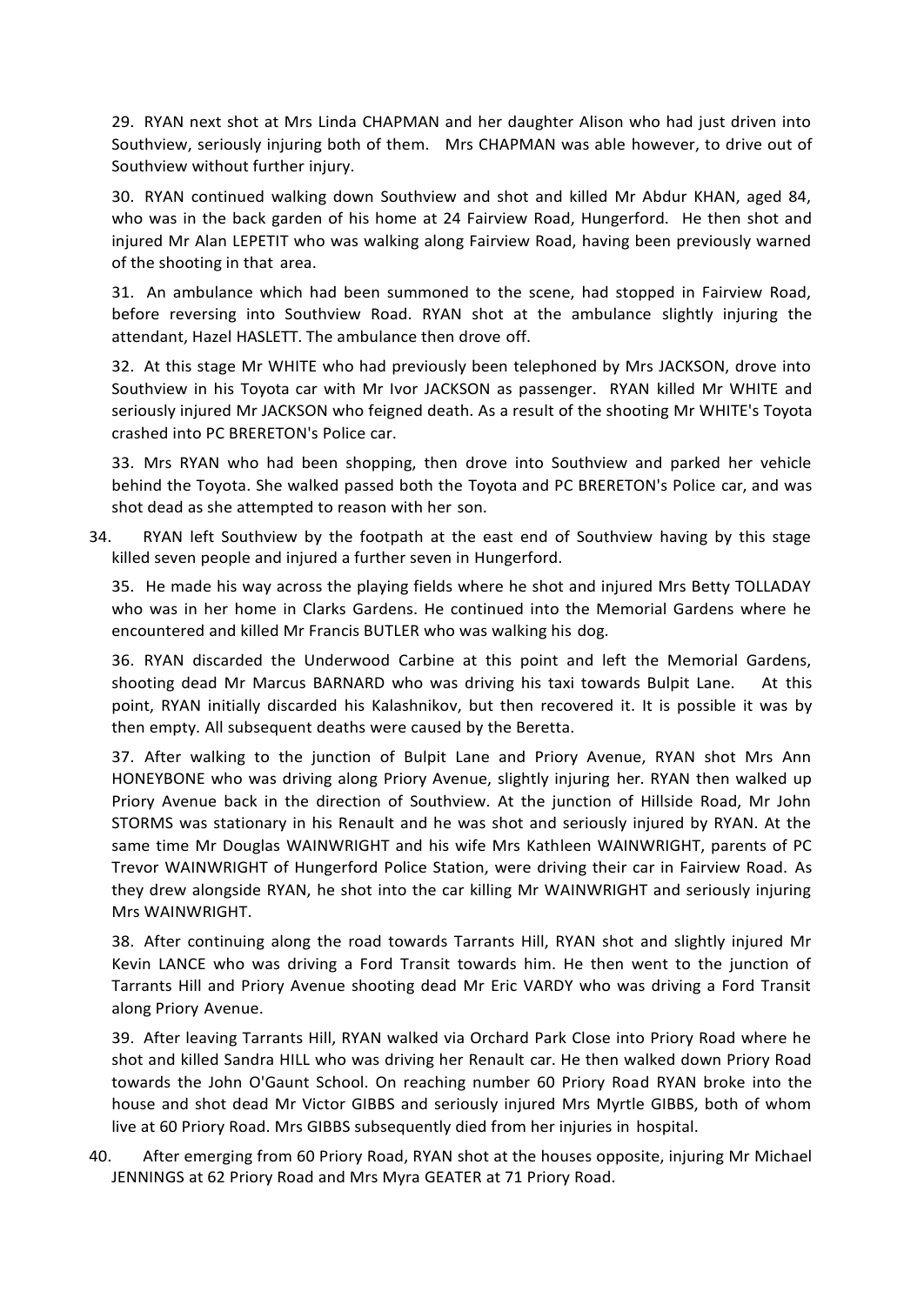29. RYAN next shot at Mrs Linda CHAPMAN and her daughter Alison who had just driven into Southview, seriously injuring both of them. Mrs CHAPMAN was able however, to drive out of Southview without further injury.

30. RYAN continued walking down Southview and shot and killed Mr Abdur KHAN, aged 84, who was in the back garden of his home at 24 Fairview Road, Hungerford. He then shot and injured Mr Alan LEPETIT who was walking along Fairview Road, having been previously warned of the shooting in that area.

31. An ambulance which had been summoned to the scene, had stopped in Fairview Road, before reversing into Southview Road. RYAN shot at the ambulance slightly injuring the attendant, Hazel HASLETT. The ambulance then drove off.

32. At this stage Mr WHITE who had previously been telephoned by Mrs JACKSON, drove into Southview in his Toyota car with Mr Ivor JACKSON as passenger. RYAN killed Mr WHITE and seriously injured Mr JACKSON who feigned death. As a result of the shooting Mr WHITE's Toyota crashed into PC BRERETON's Police car.

33. Mrs RYAN who had been shopping, then drove into Southview and parked her vehicle behind the Toyota. She walked passed both the Toyota and PC BRERETON's Police car, and was shot dead as she attempted to reason with her son.

34. RYAN left Southview by the footpath at the east end of Southview having by this stage killed seven people and injured a further seven in Hungerford.

35. He made his way across the playing fields where he shot and injured Mrs Betty TOLLADAY who was in her home in Clarks Gardens. He continued into the Memorial Gardens where he encountered and killed Mr Francis BUTLER who was walking his dog.

36. RYAN discarded the Underwood Carbine at this point and left the Memorial Gardens, shooting dead Mr Marcus BARNARD who was driving his taxi towards Bulpit Lane. At this point, RYAN initially discarded his Kalashnikov, but then recovered it. It is possible it was by then empty. All subsequent deaths were caused by the Beretta.

37. After walking to the junction of Bulpit Lane and Priory Avenue, RYAN shot Mrs Ann HONEYBONE who was driving along Priory Avenue, slightly injuring her. RYAN then walked up Priory Avenue back in the direction of Southview. At the junction of Hillside Road, Mr John STORMS was stationary in his Renault and he was shot and seriously injured by RYAN. At the same time Mr Douglas WAINWRIGHT and his wife Mrs Kathleen WAINWRIGHT, parents of PC Trevor WAINWRIGHT of Hungerford Police Station, were driving their car in Fairview Road. As they drew alongside RYAN, he shot into the car killing Mr WAINWRIGHT and seriously injuring Mrs WAINWRIGHT.

38. After continuing along the road towards Tarrants Hill, RYAN shot and slightly injured Mr Kevin LANCE who was driving a Ford Transit towards him. He then went to the junction of Tarrants Hill and Priory Avenue shooting dead Mr Eric VARDY who was driving a Ford Transit along Priory Avenue.

39. After leaving Tarrants Hill, RYAN walked via Orchard Park Close into Priory Road where he shot and killed Sandra HILL who was driving her Renault car. He then walked down Priory Road towards the John O'Gaunt School. On reaching number 60 Priory Road RYAN broke into the house and shot dead Mr Victor GIBBS and seriously injured Mrs Myrtle GIBBS, both of whom live at 60 Priory Road. Mrs GIBBS subsequently died from her injuries in hospital.

40. After emerging from 60 Priory Road, RYAN shot at the houses opposite, injuring Mr Michael JENNINGS at 62 Priory Road and Mrs Myra GEATER at 71 Priory Road.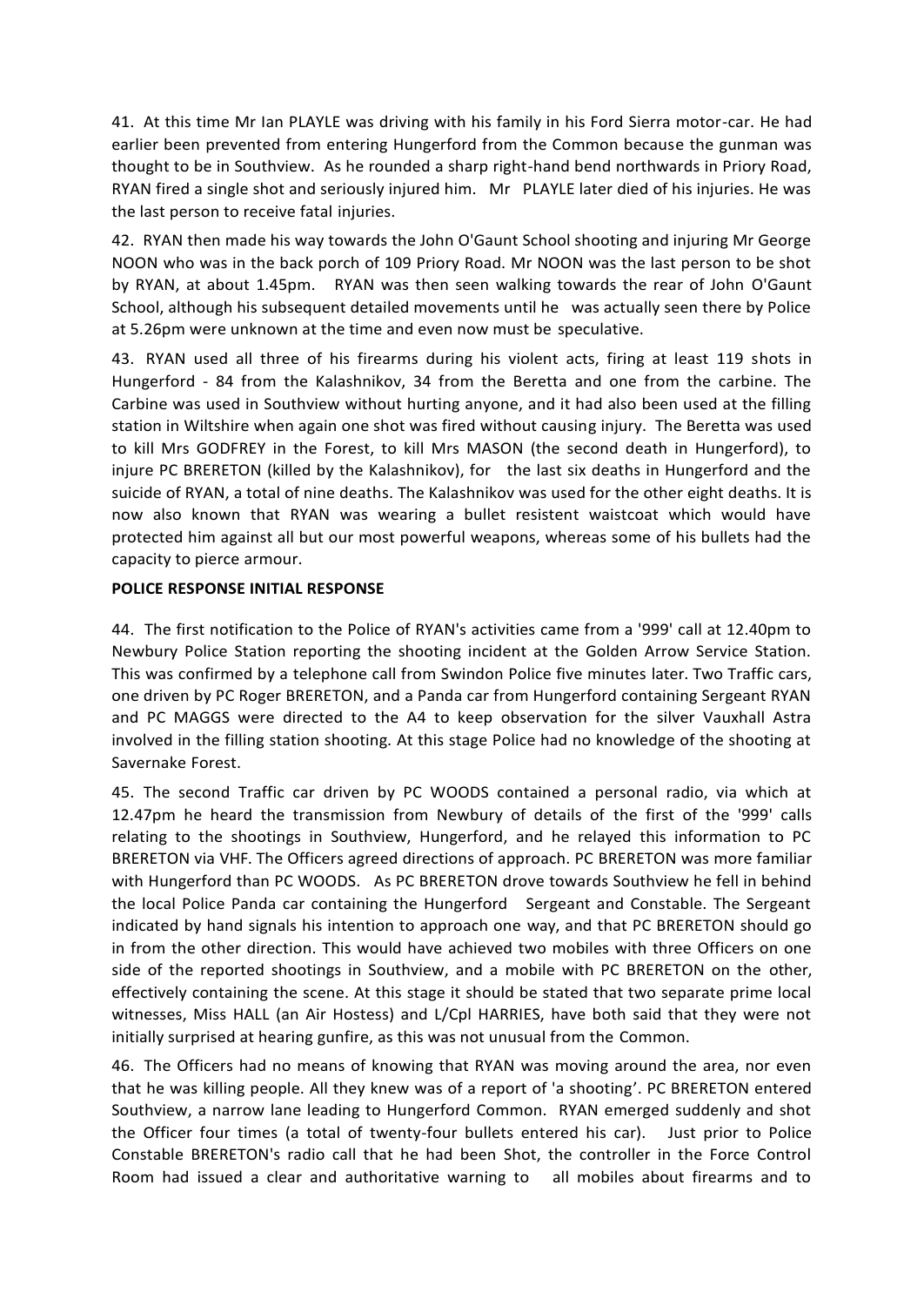41. At this time Mr Ian PLAYLE was driving with his family in his Ford Sierra motor-car. He had earlier been prevented from entering Hungerford from the Common because the gunman was thought to be in Southview. As he rounded a sharp right-hand bend northwards in Priory Road, RYAN fired a single shot and seriously injured him. Mr PLAYLE later died of his injuries. He was the last person to receive fatal injuries.

42. RYAN then made his way towards the John O'Gaunt School shooting and injuring Mr George NOON who was in the back porch of 109 Priory Road. Mr NOON was the last person to be shot by RYAN, at about 1.45pm. RYAN was then seen walking towards the rear of John O'Gaunt School, although his subsequent detailed movements until he was actually seen there by Police at 5.26pm were unknown at the time and even now must be speculative.

43. RYAN used all three of his firearms during his violent acts, firing at least 119 shots in Hungerford - 84 from the Kalashnikov, 34 from the Beretta and one from the carbine. The Carbine was used in Southview without hurting anyone, and it had also been used at the filling station in Wiltshire when again one shot was fired without causing injury. The Beretta was used to kill Mrs GODFREY in the Forest, to kill Mrs MASON (the second death in Hungerford), to injure PC BRERETON (killed by the Kalashnikov), for the last six deaths in Hungerford and the suicide of RYAN, a total of nine deaths. The Kalashnikov was used for the other eight deaths. It is now also known that RYAN was wearing a bullet resistent waistcoat which would have protected him against all but our most powerful weapons, whereas some of his bullets had the capacity to pierce armour.

**POLICE RESPONSE INITIAL RESPONSE**

44. The first notification to the Police of RYAN's activities came from a '999' call at 12.40pm to Newbury Police Station reporting the shooting incident at the Golden Arrow Service Station. This was confirmed by a telephone call from Swindon Police five minutes later. Two Traffic cars, one driven by PC Roger BRERETON, and a Panda car from Hungerford containing Sergeant RYAN and PC MAGGS were directed to the A4 to keep observation for the silver Vauxhall Astra involved in the filling station shooting. At this stage Police had no knowledge of the shooting at Savernake Forest.

45. The second Traffic car driven by PC WOODS contained a personal radio, via which at 12.47pm he heard the transmission from Newbury of details of the first of the '999' calls relating to the shootings in Southview, Hungerford, and he relayed this information to PC BRERETON via VHF. The Officers agreed directions of approach. PC BRERETON was more familiar with Hungerford than PC WOODS. As PC BRERETON drove towards Southview he fell in behind the local Police Panda car containing the Hungerford Sergeant and Constable. The Sergeant indicated by hand signals his intention to approach one way, and that PC BRERETON should go in from the other direction. This would have achieved two mobiles with three Officers on one side of the reported shootings in Southview, and a mobile with PC BRERETON on the other, effectively containing the scene. At this stage it should be stated that two separate prime local witnesses, Miss HALL (an Air Hostess) and L/Cpl HARRIES, have both said that they were not initially surprised at hearing gunfire, as this was not unusual from the Common.

46. The Officers had no means of knowing that RYAN was moving around the area, nor even that he was killing people. All they knew was of a report of 'a shooting'. PC BRERETON entered Southview, a narrow lane leading to Hungerford Common. RYAN emerged suddenly and shot the Officer four times (a total of twenty-four bullets entered his car). Just prior to Police Constable BRERETON's radio call that he had been Shot, the controller in the Force Control Room had issued a clear and authoritative warning to all mobiles about firearms and to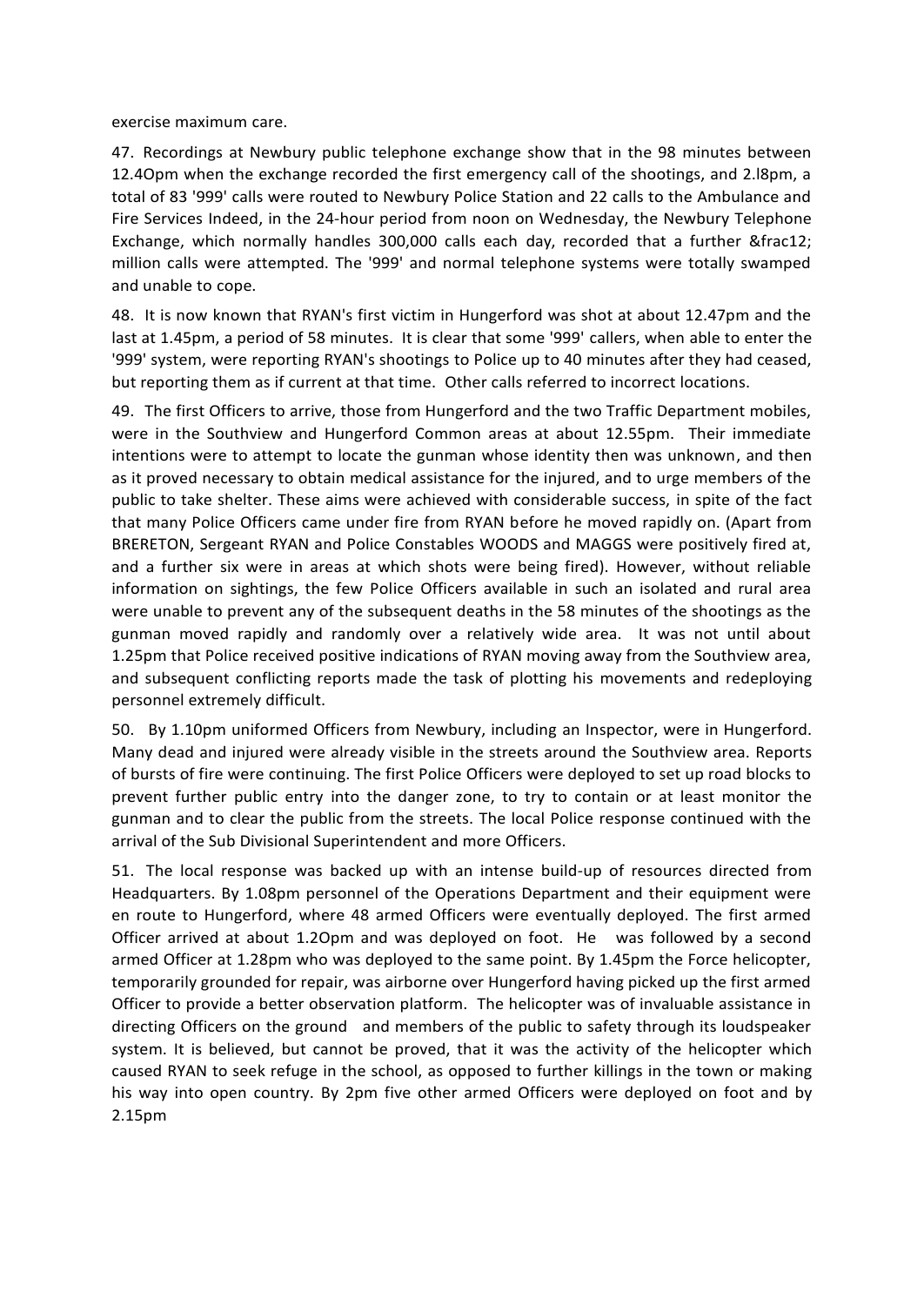exercise maximum care.

47. Recordings at Newbury public telephone exchange show that in the 98 minutes between 12.4Opm when the exchange recorded the first emergency call of the shootings, and 2.l8pm, a total of 83 '999' calls were routed to Newbury Police Station and 22 calls to the Ambulance and Fire Services Indeed, in the 24-hour period from noon on Wednesday, the Newbury Telephone Exchange, which normally handles 300,000 calls each day, recorded that a further &frac12; million calls were attempted. The '999' and normal telephone systems were totally swamped and unable to cope.

48. It is now known that RYAN's first victim in Hungerford was shot at about 12.47pm and the last at 1.45pm, a period of 58 minutes. It is clear that some '999' callers, when able to enter the '999' system, were reporting RYAN's shootings to Police up to 40 minutes after they had ceased, but reporting them as if current at that time. Other calls referred to incorrect locations.

49. The first Officers to arrive, those from Hungerford and the two Traffic Department mobiles, were in the Southview and Hungerford Common areas at about 12.55pm. Their immediate intentions were to attempt to locate the gunman whose identity then was unknown, and then as it proved necessary to obtain medical assistance for the injured, and to urge members of the public to take shelter. These aims were achieved with considerable success, in spite of the fact that many Police Officers came under fire from RYAN before he moved rapidly on. (Apart from BRERETON, Sergeant RYAN and Police Constables WOODS and MAGGS were positively fired at, and a further six were in areas at which shots were being fired). However, without reliable information on sightings, the few Police Officers available in such an isolated and rural area were unable to prevent any of the subsequent deaths in the 58 minutes of the shootings as the gunman moved rapidly and randomly over a relatively wide area. It was not until about 1.25pm that Police received positive indications of RYAN moving away from the Southview area, and subsequent conflicting reports made the task of plotting his movements and redeploying personnel extremely difficult.

50. By 1.10pm uniformed Officers from Newbury, including an Inspector, were in Hungerford. Many dead and injured were already visible in the streets around the Southview area. Reports of bursts of fire were continuing. The first Police Officers were deployed to set up road blocks to prevent further public entry into the danger zone, to try to contain or at least monitor the gunman and to clear the public from the streets. The local Police response continued with the arrival of the Sub Divisional Superintendent and more Officers.

51. The local response was backed up with an intense build-up of resources directed from Headquarters. By 1.08pm personnel of the Operations Department and their equipment were en route to Hungerford, where 48 armed Officers were eventually deployed. The first armed Officer arrived at about 1.2Opm and was deployed on foot. He was followed by a second armed Officer at 1.28pm who was deployed to the same point. By 1.45pm the Force helicopter, temporarily grounded for repair, was airborne over Hungerford having picked up the first armed Officer to provide a better observation platform. The helicopter was of invaluable assistance in directing Officers on the ground and members of the public to safety through its loudspeaker system. It is believed, but cannot be proved, that it was the activity of the helicopter which caused RYAN to seek refuge in the school, as opposed to further killings in the town or making his way into open country. By 2pm five other armed Officers were deployed on foot and by 2.15pm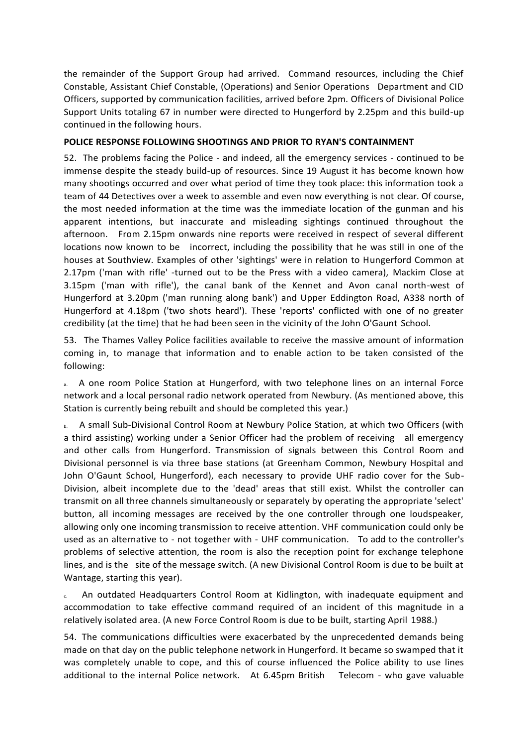the remainder of the Support Group had arrived. Command resources, including the Chief Constable, Assistant Chief Constable, (Operations) and Senior Operations Department and CID Officers, supported by communication facilities, arrived before 2pm. Officers of Divisional Police Support Units totaling 67 in number were directed to Hungerford by 2.25pm and this build-up continued in the following hours.

**POLICE RESPONSE FOLLOWING SHOOTINGS AND PRIOR TO RYAN'S CONTAINMENT**

52. The problems facing the Police - and indeed, all the emergency services - continued to be immense despite the steady build-up of resources. Since 19 August it has become known how many shootings occurred and over what period of time they took place: this information took a team of 44 Detectives over a week to assemble and even now everything is not clear. Of course, the most needed information at the time was the immediate location of the gunman and his apparent intentions, but inaccurate and misleading sightings continued throughout the afternoon. From 2.15pm onwards nine reports were received in respect of several different locations now known to be incorrect, including the possibility that he was still in one of the houses at Southview. Examples of other 'sightings' were in relation to Hungerford Common at 2.17pm ('man with rifle' -turned out to be the Press with a video camera), Mackim Close at 3.15pm ('man with rifle'), the canal bank of the Kennet and Avon canal north-west of Hungerford at 3.20pm ('man running along bank') and Upper Eddington Road, A338 north of Hungerford at 4.18pm ('two shots heard'). These 'reports' conflicted with one of no greater credibility (at the time) that he had been seen in the vicinity of the John O'Gaunt School.

53. The Thames Valley Police facilities available to receive the massive amount of information coming in, to manage that information and to enable action to be taken consisted of the following:

a. A one room Police Station at Hungerford, with two telephone lines on an internal Force network and a local personal radio network operated from Newbury. (As mentioned above, this Station is currently being rebuilt and should be completed this year.)

b. A small Sub-Divisional Control Room at Newbury Police Station, at which two Officers (with a third assisting) working under a Senior Officer had the problem of receiving all emergency and other calls from Hungerford. Transmission of signals between this Control Room and Divisional personnel is via three base stations (at Greenham Common, Newbury Hospital and John O'Gaunt School, Hungerford), each necessary to provide UHF radio cover for the Sub-Division, albeit incomplete due to the 'dead' areas that still exist. Whilst the controller can transmit on all three channels simultaneously or separately by operating the appropriate 'select' button, all incoming messages are received by the one controller through one loudspeaker, allowing only one incoming transmission to receive attention. VHF communication could only be used as an alternative to - not together with - UHF communication. To add to the controller's problems of selective attention, the room is also the reception point for exchange telephone lines, and is the site of the message switch. (A new Divisional Control Room is due to be built at Wantage, starting this year).

c. An outdated Headquarters Control Room at Kidlington, with inadequate equipment and accommodation to take effective command required of an incident of this magnitude in a relatively isolated area. (A new Force Control Room is due to be built, starting April 1988.)

54. The communications difficulties were exacerbated by the unprecedented demands being made on that day on the public telephone network in Hungerford. It became so swamped that it was completely unable to cope, and this of course influenced the Police ability to use lines additional to the internal Police network. At 6.45pm British Telecom - who gave valuable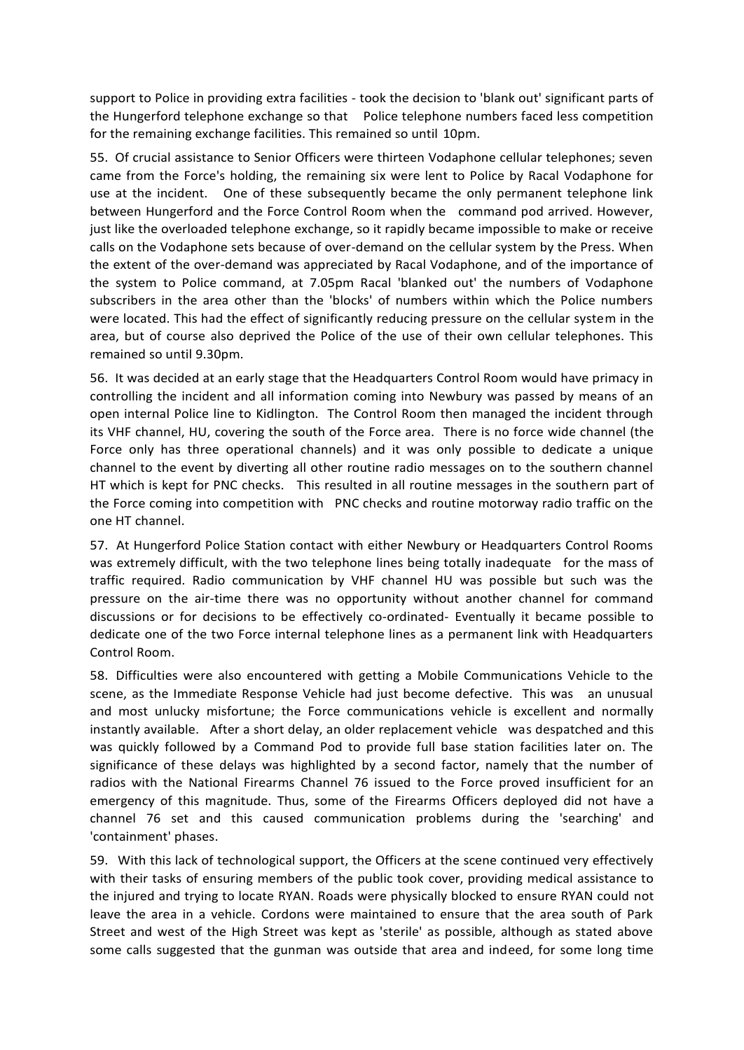support to Police in providing extra facilities - took the decision to 'blank out' significant parts of the Hungerford telephone exchange so that Police telephone numbers faced less competition for the remaining exchange facilities. This remained so until 10pm.

55. Of crucial assistance to Senior Officers were thirteen Vodaphone cellular telephones; seven came from the Force's holding, the remaining six were lent to Police by Racal Vodaphone for use at the incident. One of these subsequently became the only permanent telephone link between Hungerford and the Force Control Room when the command pod arrived. However, just like the overloaded telephone exchange, so it rapidly became impossible to make or receive calls on the Vodaphone sets because of over-demand on the cellular system by the Press. When the extent of the over-demand was appreciated by Racal Vodaphone, and of the importance of the system to Police command, at 7.05pm Racal 'blanked out' the numbers of Vodaphone subscribers in the area other than the 'blocks' of numbers within which the Police numbers were located. This had the effect of significantly reducing pressure on the cellular system in the area, but of course also deprived the Police of the use of their own cellular telephones. This remained so until 9.30pm.

56. It was decided at an early stage that the Headquarters Control Room would have primacy in controlling the incident and all information coming into Newbury was passed by means of an open internal Police line to Kidlington. The Control Room then managed the incident through its VHF channel, HU, covering the south of the Force area. There is no force wide channel (the Force only has three operational channels) and it was only possible to dedicate a unique channel to the event by diverting all other routine radio messages on to the southern channel HT which is kept for PNC checks. This resulted in all routine messages in the southern part of the Force coming into competition with PNC checks and routine motorway radio traffic on the one HT channel.

57. At Hungerford Police Station contact with either Newbury or Headquarters Control Rooms was extremely difficult, with the two telephone lines being totally inadequate for the mass of traffic required. Radio communication by VHF channel HU was possible but such was the pressure on the air-time there was no opportunity without another channel for command discussions or for decisions to be effectively co-ordinated- Eventually it became possible to dedicate one of the two Force internal telephone lines as a permanent link with Headquarters Control Room.

58. Difficulties were also encountered with getting a Mobile Communications Vehicle to the scene, as the Immediate Response Vehicle had just become defective. This was an unusual and most unlucky misfortune; the Force communications vehicle is excellent and normally instantly available. After a short delay, an older replacement vehicle was despatched and this was quickly followed by a Command Pod to provide full base station facilities later on. The significance of these delays was highlighted by a second factor, namely that the number of radios with the National Firearms Channel 76 issued to the Force proved insufficient for an emergency of this magnitude. Thus, some of the Firearms Officers deployed did not have a channel 76 set and this caused communication problems during the 'searching' and 'containment' phases.

59. With this lack of technological support, the Officers at the scene continued very effectively with their tasks of ensuring members of the public took cover, providing medical assistance to the injured and trying to locate RYAN. Roads were physically blocked to ensure RYAN could not leave the area in a vehicle. Cordons were maintained to ensure that the area south of Park Street and west of the High Street was kept as 'sterile' as possible, although as stated above some calls suggested that the gunman was outside that area and indeed, for some long time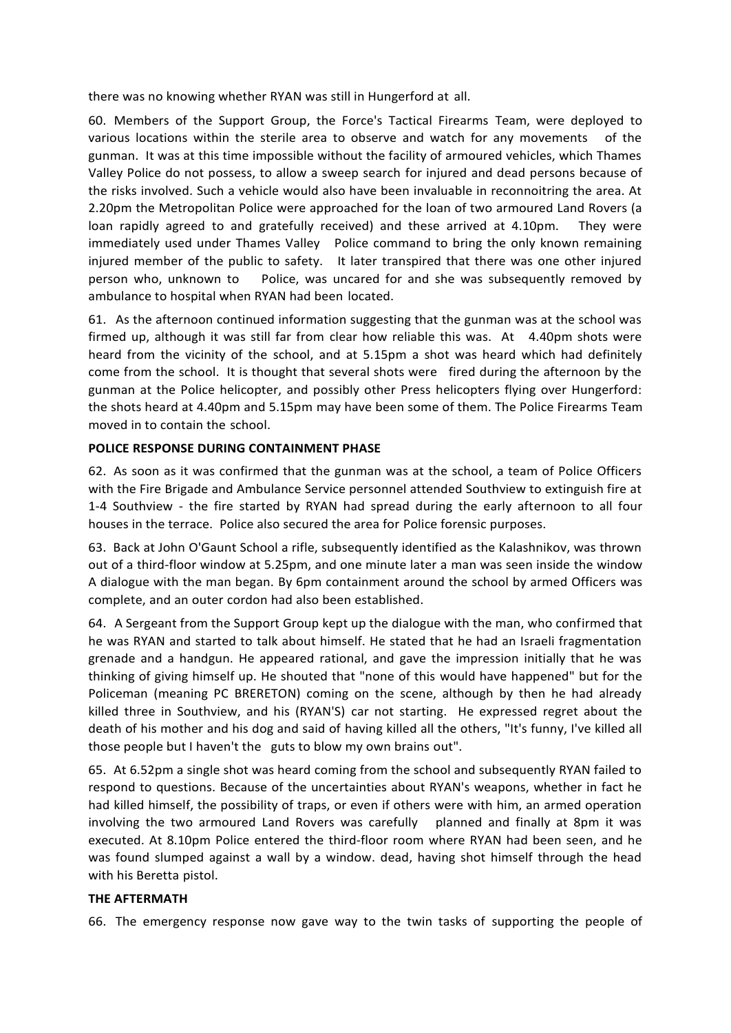there was no knowing whether RYAN was still in Hungerford at all.

60. Members of the Support Group, the Force's Tactical Firearms Team, were deployed to various locations within the sterile area to observe and watch for any movements of the gunman. It was at this time impossible without the facility of armoured vehicles, which Thames Valley Police do not possess, to allow a sweep search for injured and dead persons because of the risks involved. Such a vehicle would also have been invaluable in reconnoitring the area. At 2.20pm the Metropolitan Police were approached for the loan of two armoured Land Rovers (a loan rapidly agreed to and gratefully received) and these arrived at 4.10pm. They were immediately used under Thames Valley Police command to bring the only known remaining injured member of the public to safety. It later transpired that there was one other injured person who, unknown to Police, was uncared for and she was subsequently removed by ambulance to hospital when RYAN had been located.

61. As the afternoon continued information suggesting that the gunman was at the school was firmed up, although it was still far from clear how reliable this was. At 4.40pm shots were heard from the vicinity of the school, and at 5.15pm a shot was heard which had definitely come from the school. It is thought that several shots were fired during the afternoon by the gunman at the Police helicopter, and possibly other Press helicopters flying over Hungerford: the shots heard at 4.40pm and 5.15pm may have been some of them. The Police Firearms Team moved in to contain the school.

**POLICE RESPONSE DURING CONTAINMENT PHASE**

62. As soon as it was confirmed that the gunman was at the school, a team of Police Officers with the Fire Brigade and Ambulance Service personnel attended Southview to extinguish fire at 1-4 Southview - the fire started by RYAN had spread during the early afternoon to all four houses in the terrace. Police also secured the area for Police forensic purposes.

63. Back at John O'Gaunt School a rifle, subsequently identified as the Kalashnikov, was thrown out of a third-floor window at 5.25pm, and one minute later a man was seen inside the window A dialogue with the man began. By 6pm containment around the school by armed Officers was complete, and an outer cordon had also been established.

64. A Sergeant from the Support Group kept up the dialogue with the man, who confirmed that he was RYAN and started to talk about himself. He stated that he had an Israeli fragmentation grenade and a handgun. He appeared rational, and gave the impression initially that he was thinking of giving himself up. He shouted that "none of this would have happened" but for the Policeman (meaning PC BRERETON) coming on the scene, although by then he had already killed three in Southview, and his (RYAN'S) car not starting. He expressed regret about the death of his mother and his dog and said of having killed all the others, "It's funny, I've killed all those people but I haven't the guts to blow my own brains out".

65. At 6.52pm a single shot was heard coming from the school and subsequently RYAN failed to respond to questions. Because of the uncertainties about RYAN's weapons, whether in fact he had killed himself, the possibility of traps, or even if others were with him, an armed operation involving the two armoured Land Rovers was carefully planned and finally at 8pm it was executed. At 8.10pm Police entered the third-floor room where RYAN had been seen, and he was found slumped against a wall by a window. dead, having shot himself through the head with his Beretta pistol.

**THE AFTERMATH**

66. The emergency response now gave way to the twin tasks of supporting the people of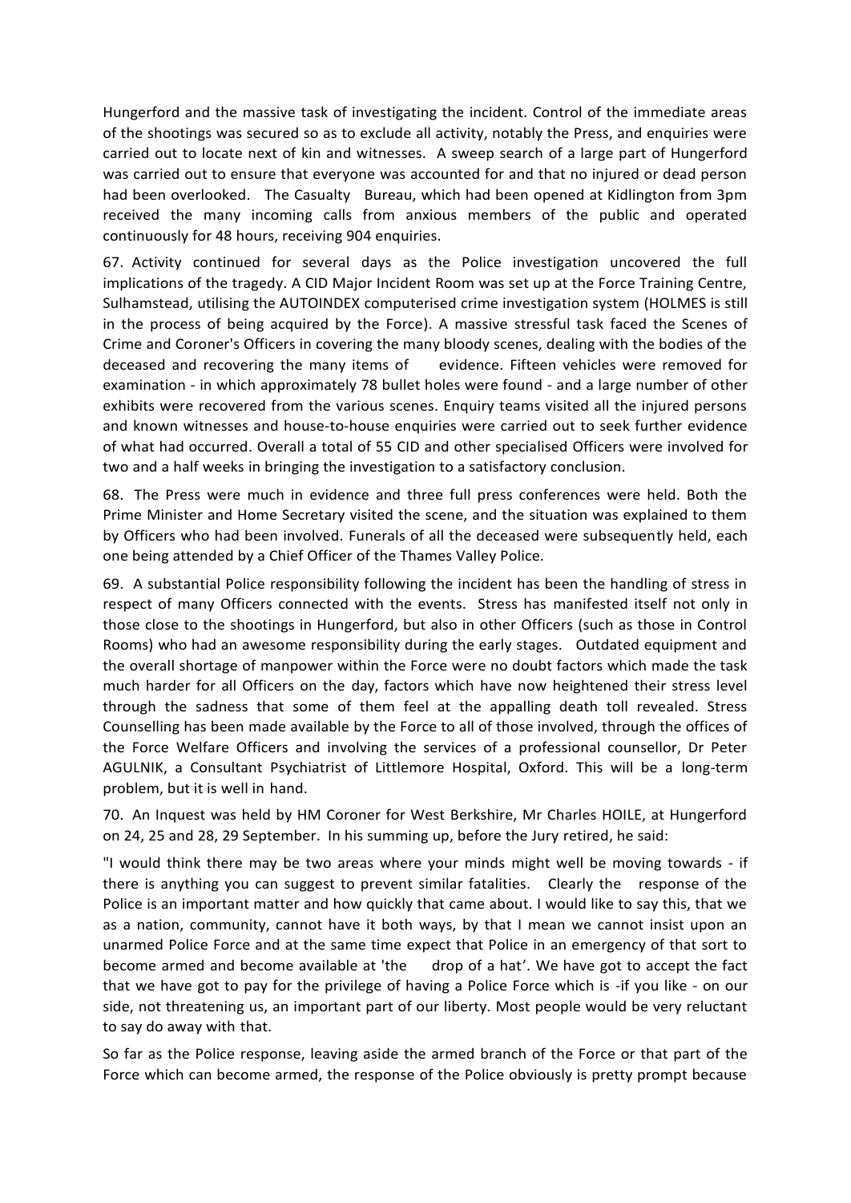Hungerford and the massive task of investigating the incident. Control of the immediate areas of the shootings was secured so as to exclude all activity, notably the Press, and enquiries were carried out to locate next of kin and witnesses. A sweep search of a large part of Hungerford was carried out to ensure that everyone was accounted for and that no injured or dead person had been overlooked. The Casualty Bureau, which had been opened at Kidlington from 3pm received the many incoming calls from anxious members of the public and operated continuously for 48 hours, receiving 904 enquiries.

67. Activity continued for several days as the Police investigation uncovered the full implications of the tragedy. A CID Major Incident Room was set up at the Force Training Centre, Sulhamstead, utilising the AUTOINDEX computerised crime investigation system (HOLMES is still in the process of being acquired by the Force). A massive stressful task faced the Scenes of Crime and Coroner's Officers in covering the many bloody scenes, dealing with the bodies of the deceased and recovering the many items of evidence. Fifteen vehicles were removed for examination - in which approximately 78 bullet holes were found - and a large number of other exhibits were recovered from the various scenes. Enquiry teams visited all the injured persons and known witnesses and house-to-house enquiries were carried out to seek further evidence of what had occurred. Overall a total of 55 CID and other specialised Officers were involved for two and a half weeks in bringing the investigation to a satisfactory conclusion.

68. The Press were much in evidence and three full press conferences were held. Both the Prime Minister and Home Secretary visited the scene, and the situation was explained to them by Officers who had been involved. Funerals of all the deceased were subsequently held, each one being attended by a Chief Officer of the Thames Valley Police.

69. A substantial Police responsibility following the incident has been the handling of stress in respect of many Officers connected with the events. Stress has manifested itself not only in those close to the shootings in Hungerford, but also in other Officers (such as those in Control Rooms) who had an awesome responsibility during the early stages. Outdated equipment and the overall shortage of manpower within the Force were no doubt factors which made the task much harder for all Officers on the day, factors which have now heightened their stress level through the sadness that some of them feel at the appalling death toll revealed. Stress Counselling has been made available by the Force to all of those involved, through the offices of the Force Welfare Officers and involving the services of a professional counsellor, Dr Peter AGULNIK, a Consultant Psychiatrist of Littlemore Hospital, Oxford. This will be a long-term problem, but it is well in hand.

70. An Inquest was held by HM Coroner for West Berkshire, Mr Charles HOILE, at Hungerford on 24, 25 and 28, 29 September. In his summing up, before the Jury retired, he said:

"I would think there may be two areas where your minds might well be moving towards - if there is anything you can suggest to prevent similar fatalities. Clearly the response of the Police is an important matter and how quickly that came about. I would like to say this, that we as a nation, community, cannot have it both ways, by that I mean we cannot insist upon an unarmed Police Force and at the same time expect that Police in an emergency of that sort to become armed and become available at 'the drop of a hat'. We have got to accept the fact that we have got to pay for the privilege of having a Police Force which is -if you like - on our side, not threatening us, an important part of our liberty. Most people would be very reluctant to say do away with that.

So far as the Police response, leaving aside the armed branch of the Force or that part of the Force which can become armed, the response of the Police obviously is pretty prompt because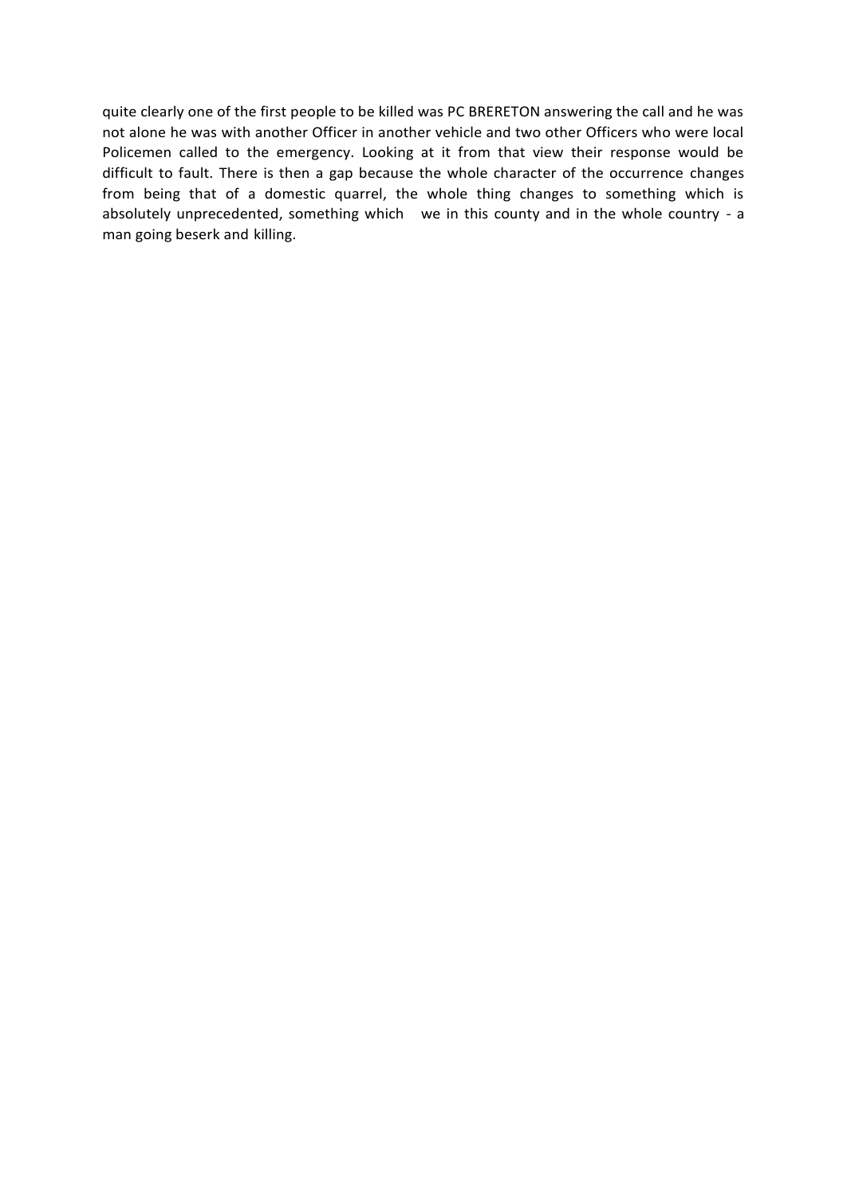quite clearly one of the first people to be killed was PC BRERETON answering the call and he was not alone he was with another Officer in another vehicle and two other Officers who were local Policemen called to the emergency. Looking at it from that view their response would be difficult to fault. There is then a gap because the whole character of the occurrence changes from being that of a domestic quarrel, the whole thing changes to something which is absolutely unprecedented, something which we in this county and in the whole country - a man going beserk and killing.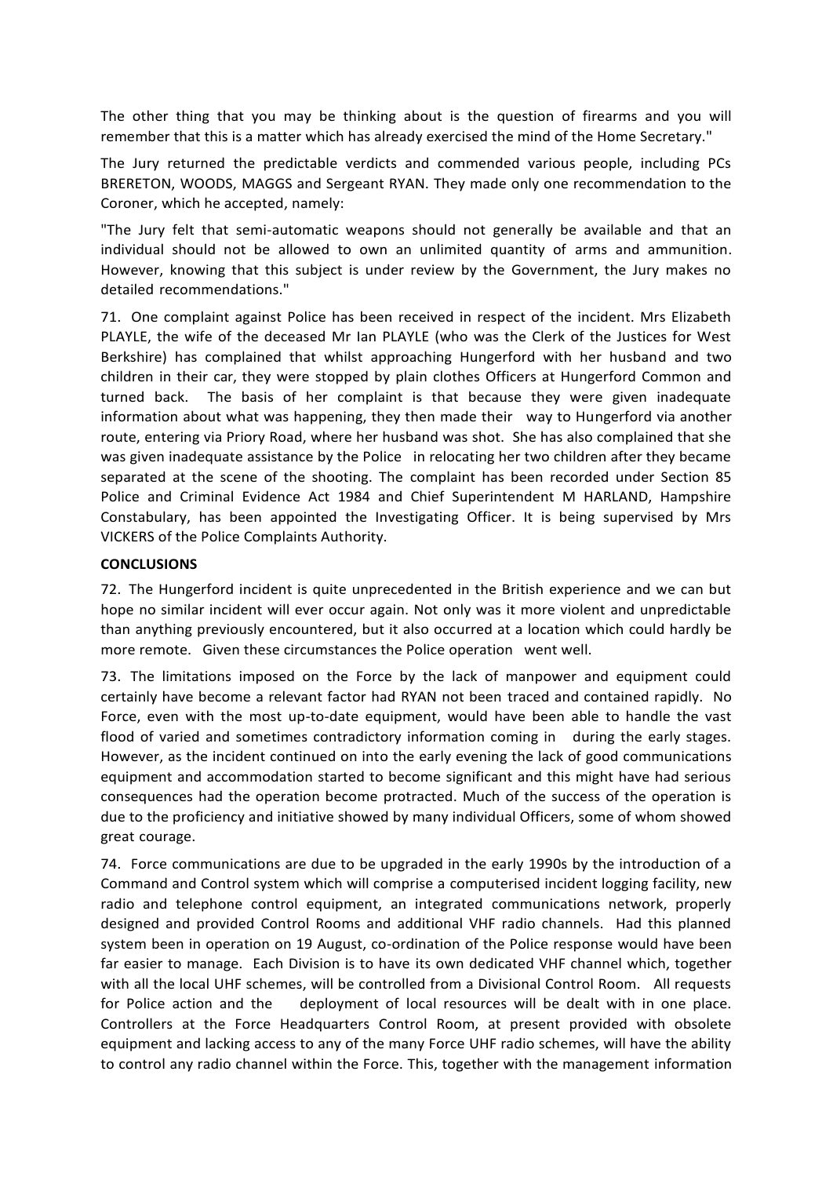The other thing that you may be thinking about is the question of firearms and you will remember that this is a matter which has already exercised the mind of the Home Secretary."

The Jury returned the predictable verdicts and commended various people, including PCs BRERETON, WOODS, MAGGS and Sergeant RYAN. They made only one recommendation to the Coroner, which he accepted, namely:

"The Jury felt that semi-automatic weapons should not generally be available and that an individual should not be allowed to own an unlimited quantity of arms and ammunition. However, knowing that this subject is under review by the Government, the Jury makes no detailed recommendations."

71. One complaint against Police has been received in respect of the incident. Mrs Elizabeth PLAYLE, the wife of the deceased Mr Ian PLAYLE (who was the Clerk of the Justices for West Berkshire) has complained that whilst approaching Hungerford with her husband and two children in their car, they were stopped by plain clothes Officers at Hungerford Common and turned back. The basis of her complaint is that because they were given inadequate information about what was happening, they then made their way to Hungerford via another route, entering via Priory Road, where her husband was shot. She has also complained that she was given inadequate assistance by the Police in relocating her two children after they became separated at the scene of the shooting. The complaint has been recorded under Section 85 Police and Criminal Evidence Act 1984 and Chief Superintendent M HARLAND, Hampshire Constabulary, has been appointed the Investigating Officer. It is being supervised by Mrs VICKERS of the Police Complaints Authority.

**CONCLUSIONS**

72. The Hungerford incident is quite unprecedented in the British experience and we can but hope no similar incident will ever occur again. Not only was it more violent and unpredictable than anything previously encountered, but it also occurred at a location which could hardly be more remote. Given these circumstances the Police operation went well.

73. The limitations imposed on the Force by the lack of manpower and equipment could certainly have become a relevant factor had RYAN not been traced and contained rapidly. No Force, even with the most up-to-date equipment, would have been able to handle the vast flood of varied and sometimes contradictory information coming in during the early stages. However, as the incident continued on into the early evening the lack of good communications equipment and accommodation started to become significant and this might have had serious consequences had the operation become protracted. Much of the success of the operation is due to the proficiency and initiative showed by many individual Officers, some of whom showed great courage.

74. Force communications are due to be upgraded in the early 1990s by the introduction of a Command and Control system which will comprise a computerised incident logging facility, new radio and telephone control equipment, an integrated communications network, properly designed and provided Control Rooms and additional VHF radio channels. Had this planned system been in operation on 19 August, co-ordination of the Police response would have been far easier to manage. Each Division is to have its own dedicated VHF channel which, together with all the local UHF schemes, will be controlled from a Divisional Control Room. All requests for Police action and the deployment of local resources will be dealt with in one place. Controllers at the Force Headquarters Control Room, at present provided with obsolete equipment and lacking access to any of the many Force UHF radio schemes, will have the ability to control any radio channel within the Force. This, together with the management information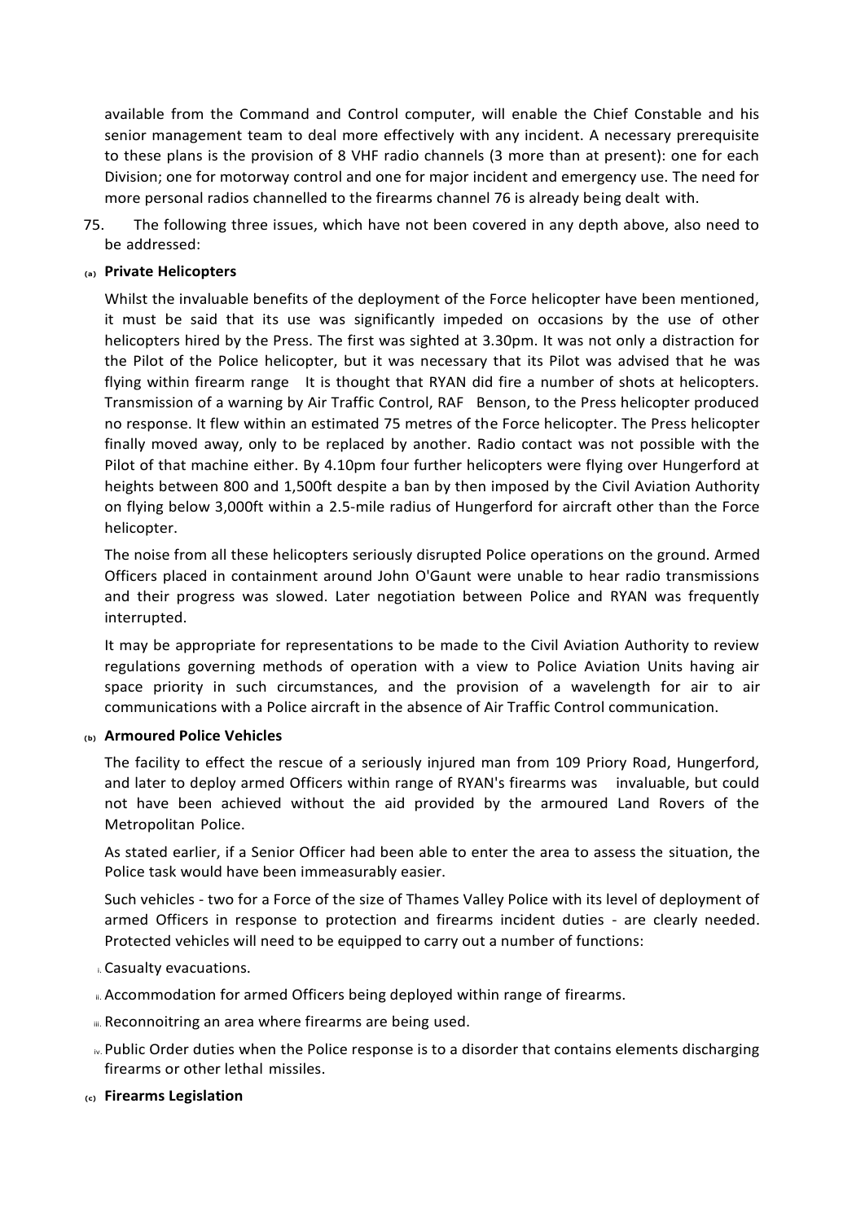available from the Command and Control computer, will enable the Chief Constable and his senior management team to deal more effectively with any incident. A necessary prerequisite to these plans is the provision of 8 VHF radio channels (3 more than at present): one for each Division; one for motorway control and one for major incident and emergency use. The need for more personal radios channelled to the firearms channel 76 is already being dealt with.

75. The following three issues, which have not been covered in any depth above, also need to be addressed:

**(a) Private Helicopters**

Whilst the invaluable benefits of the deployment of the Force helicopter have been mentioned, it must be said that its use was significantly impeded on occasions by the use of other helicopters hired by the Press. The first was sighted at 3.30pm. It was not only a distraction for the Pilot of the Police helicopter, but it was necessary that its Pilot was advised that he was flying within firearm range It is thought that RYAN did fire a number of shots at helicopters. Transmission of a warning by Air Traffic Control, RAF Benson, to the Press helicopter produced no response. It flew within an estimated 75 metres of the Force helicopter. The Press helicopter finally moved away, only to be replaced by another. Radio contact was not possible with the Pilot of that machine either. By 4.10pm four further helicopters were flying over Hungerford at heights between 800 and 1,500ft despite a ban by then imposed by the Civil Aviation Authority on flying below 3,000ft within a 2.5-mile radius of Hungerford for aircraft other than the Force helicopter.

The noise from all these helicopters seriously disrupted Police operations on the ground. Armed Officers placed in containment around John O'Gaunt were unable to hear radio transmissions and their progress was slowed. Later negotiation between Police and RYAN was frequently interrupted.

It may be appropriate for representations to be made to the Civil Aviation Authority to review regulations governing methods of operation with a view to Police Aviation Units having air space priority in such circumstances, and the provision of a wavelength for air to air communications with a Police aircraft in the absence of Air Traffic Control communication.

**(b) Armoured Police Vehicles**

The facility to effect the rescue of a seriously injured man from 109 Priory Road, Hungerford, and later to deploy armed Officers within range of RYAN's firearms was invaluable, but could not have been achieved without the aid provided by the armoured Land Rovers of the Metropolitan Police.

As stated earlier, if a Senior Officer had been able to enter the area to assess the situation, the Police task would have been immeasurably easier.

Such vehicles - two for a Force of the size of Thames Valley Police with its level of deployment of armed Officers in response to protection and firearms incident duties - are clearly needed. Protected vehicles will need to be equipped to carry out a number of functions:

i. Casualty evacuations.

ii. Accommodation for armed Officers being deployed within range of firearms.

iii. Reconnoitring an area where firearms are being used.

iv. Public Order duties when the Police response is to a disorder that contains elements discharging firearms or other lethal missiles.

**(c) Firearms Legislation**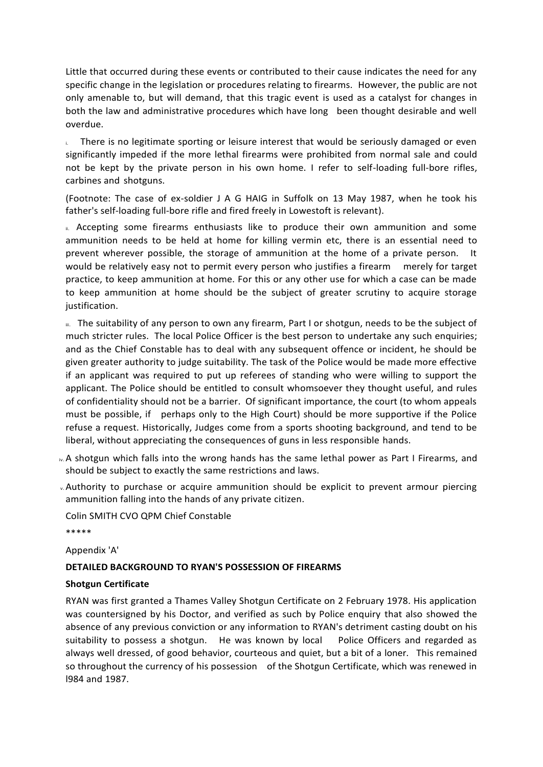Little that occurred during these events or contributed to their cause indicates the need for any specific change in the legislation or procedures relating to firearms. However, the public are not only amenable to, but will demand, that this tragic event is used as a catalyst for changes in both the law and administrative procedures which have long been thought desirable and well overdue.

i. There is no legitimate sporting or leisure interest that would be seriously damaged or even significantly impeded if the more lethal firearms were prohibited from normal sale and could not be kept by the private person in his own home. I refer to self-loading full-bore rifles, carbines and shotguns.

(Footnote: The case of ex-soldier J A G HAIG in Suffolk on 13 May 1987, when he took his father's self-loading full-bore rifle and fired freely in Lowestoft is relevant).

ii. Accepting some firearms enthusiasts like to produce their own ammunition and some ammunition needs to be held at home for killing vermin etc, there is an essential need to prevent wherever possible, the storage of ammunition at the home of a private person. It would be relatively easy not to permit every person who justifies a firearm merely for target practice, to keep ammunition at home. For this or any other use for which a case can be made to keep ammunition at home should be the subject of greater scrutiny to acquire storage justification.

iii. The suitability of any person to own any firearm, Part I or shotgun, needs to be the subject of much stricter rules. The local Police Officer is the best person to undertake any such enquiries; and as the Chief Constable has to deal with any subsequent offence or incident, he should be given greater authority to judge suitability. The task of the Police would be made more effective if an applicant was required to put up referees of standing who were willing to support the applicant. The Police should be entitled to consult whomsoever they thought useful, and rules of confidentiality should not be a barrier. Of significant importance, the court (to whom appeals must be possible, if perhaps only to the High Court) should be more supportive if the Police refuse a request. Historically, Judges come from a sports shooting background, and tend to be liberal, without appreciating the consequences of guns in less responsible hands.

iv. A shotgun which falls into the wrong hands has the same lethal power as Part I Firearms, and should be subject to exactly the same restrictions and laws.

v. Authority to purchase or acquire ammunition should be explicit to prevent armour piercing ammunition falling into the hands of any private citizen.

Colin SMITH CVO QPM Chief Constable

*****

Appendix 'A'

**DETAILED BACKGROUND TO RYAN'S POSSESSION OF FIREARMS**

**Shotgun Certificate**

RYAN was first granted a Thames Valley Shotgun Certificate on 2 February 1978. His application was countersigned by his Doctor, and verified as such by Police enquiry that also showed the absence of any previous conviction or any information to RYAN's detriment casting doubt on his suitability to possess a shotgun. He was known by local Police Officers and regarded as always well dressed, of good behavior, courteous and quiet, but a bit of a loner. This remained so throughout the currency of his possession of the Shotgun Certificate, which was renewed in l984 and 1987.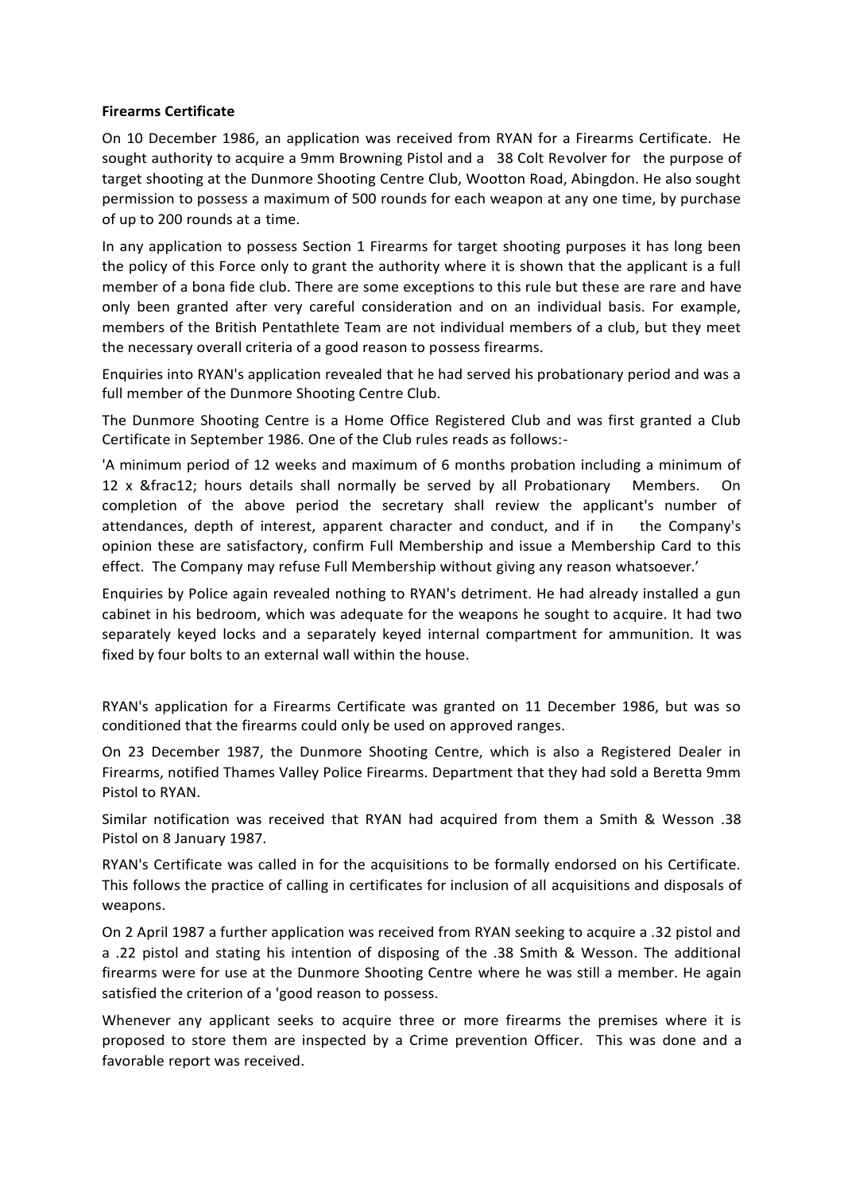**Firearms Certificate**

On 10 December 1986, an application was received from RYAN for a Firearms Certificate. He sought authority to acquire a 9mm Browning Pistol and a 38 Colt Revolver for the purpose of target shooting at the Dunmore Shooting Centre Club, Wootton Road, Abingdon. He also sought permission to possess a maximum of 500 rounds for each weapon at any one time, by purchase of up to 200 rounds at a time.

In any application to possess Section 1 Firearms for target shooting purposes it has long been the policy of this Force only to grant the authority where it is shown that the applicant is a full member of a bona fide club. There are some exceptions to this rule but these are rare and have only been granted after very careful consideration and on an individual basis. For example, members of the British Pentathlete Team are not individual members of a club, but they meet the necessary overall criteria of a good reason to possess firearms.

Enquiries into RYAN's application revealed that he had served his probationary period and was a full member of the Dunmore Shooting Centre Club.

The Dunmore Shooting Centre is a Home Office Registered Club and was first granted a Club Certificate in September 1986. One of the Club rules reads as follows:-

'A minimum period of 12 weeks and maximum of 6 months probation including a minimum of 12 x &frac12; hours details shall normally be served by all Probationary Members. On completion of the above period the secretary shall review the applicant's number of attendances, depth of interest, apparent character and conduct, and if in the Company's opinion these are satisfactory, confirm Full Membership and issue a Membership Card to this effect. The Company may refuse Full Membership without giving any reason whatsoever.'

Enquiries by Police again revealed nothing to RYAN's detriment. He had already installed a gun cabinet in his bedroom, which was adequate for the weapons he sought to acquire. It had two separately keyed locks and a separately keyed internal compartment for ammunition. It was fixed by four bolts to an external wall within the house.

RYAN's application for a Firearms Certificate was granted on 11 December 1986, but was so conditioned that the firearms could only be used on approved ranges.

On 23 December 1987, the Dunmore Shooting Centre, which is also a Registered Dealer in Firearms, notified Thames Valley Police Firearms. Department that they had sold a Beretta 9mm Pistol to RYAN.

Similar notification was received that RYAN had acquired from them a Smith & Wesson .38 Pistol on 8 January 1987.

RYAN's Certificate was called in for the acquisitions to be formally endorsed on his Certificate. This follows the practice of calling in certificates for inclusion of all acquisitions and disposals of weapons.

On 2 April 1987 a further application was received from RYAN seeking to acquire a .32 pistol and a .22 pistol and stating his intention of disposing of the .38 Smith & Wesson. The additional firearms were for use at the Dunmore Shooting Centre where he was still a member. He again satisfied the criterion of a 'good reason to possess.

Whenever any applicant seeks to acquire three or more firearms the premises where it is proposed to store them are inspected by a Crime prevention Officer. This was done and a favorable report was received.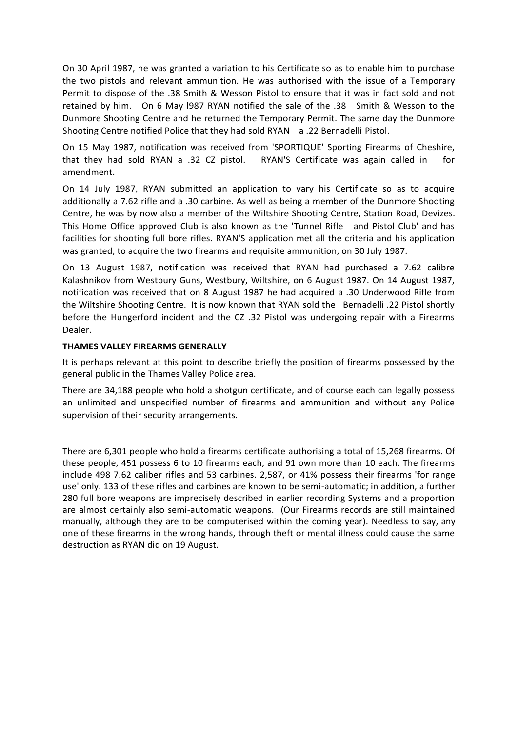On 30 April 1987, he was granted a variation to his Certificate so as to enable him to purchase the two pistols and relevant ammunition. He was authorised with the issue of a Temporary Permit to dispose of the .38 Smith & Wesson Pistol to ensure that it was in fact sold and not retained by him. On 6 May l987 RYAN notified the sale of the .38 Smith & Wesson to the Dunmore Shooting Centre and he returned the Temporary Permit. The same day the Dunmore Shooting Centre notified Police that they had sold RYAN a .22 Bernadelli Pistol.

On 15 May 1987, notification was received from 'SPORTIQUE' Sporting Firearms of Cheshire, that they had sold RYAN a .32 CZ pistol. RYAN'S Certificate was again called in for amendment.

On 14 July 1987, RYAN submitted an application to vary his Certificate so as to acquire additionally a 7.62 rifle and a .30 carbine. As well as being a member of the Dunmore Shooting Centre, he was by now also a member of the Wiltshire Shooting Centre, Station Road, Devizes. This Home Office approved Club is also known as the 'Tunnel Rifle and Pistol Club' and has facilities for shooting full bore rifles. RYAN'S application met all the criteria and his application was granted, to acquire the two firearms and requisite ammunition, on 30 July 1987.

On 13 August 1987, notification was received that RYAN had purchased a 7.62 calibre Kalashnikov from Westbury Guns, Westbury, Wiltshire, on 6 August 1987. On 14 August 1987, notification was received that on 8 August 1987 he had acquired a .30 Underwood Rifle from the Wiltshire Shooting Centre. It is now known that RYAN sold the Bernadelli .22 Pistol shortly before the Hungerford incident and the CZ .32 Pistol was undergoing repair with a Firearms Dealer.

**THAMES VALLEY FIREARMS GENERALLY**

It is perhaps relevant at this point to describe briefly the position of firearms possessed by the general public in the Thames Valley Police area.

There are 34,188 people who hold a shotgun certificate, and of course each can legally possess an unlimited and unspecified number of firearms and ammunition and without any Police supervision of their security arrangements.

There are 6,301 people who hold a firearms certificate authorising a total of 15,268 firearms. Of these people, 451 possess 6 to 10 firearms each, and 91 own more than 10 each. The firearms include 498 7.62 caliber rifles and 53 carbines. 2,587, or 41% possess their firearms 'for range use' only. 133 of these rifles and carbines are known to be semi-automatic; in addition, a further 280 full bore weapons are imprecisely described in earlier recording Systems and a proportion are almost certainly also semi-automatic weapons. (Our Firearms records are still maintained manually, although they are to be computerised within the coming year). Needless to say, any one of these firearms in the wrong hands, through theft or mental illness could cause the same destruction as RYAN did on 19 August.